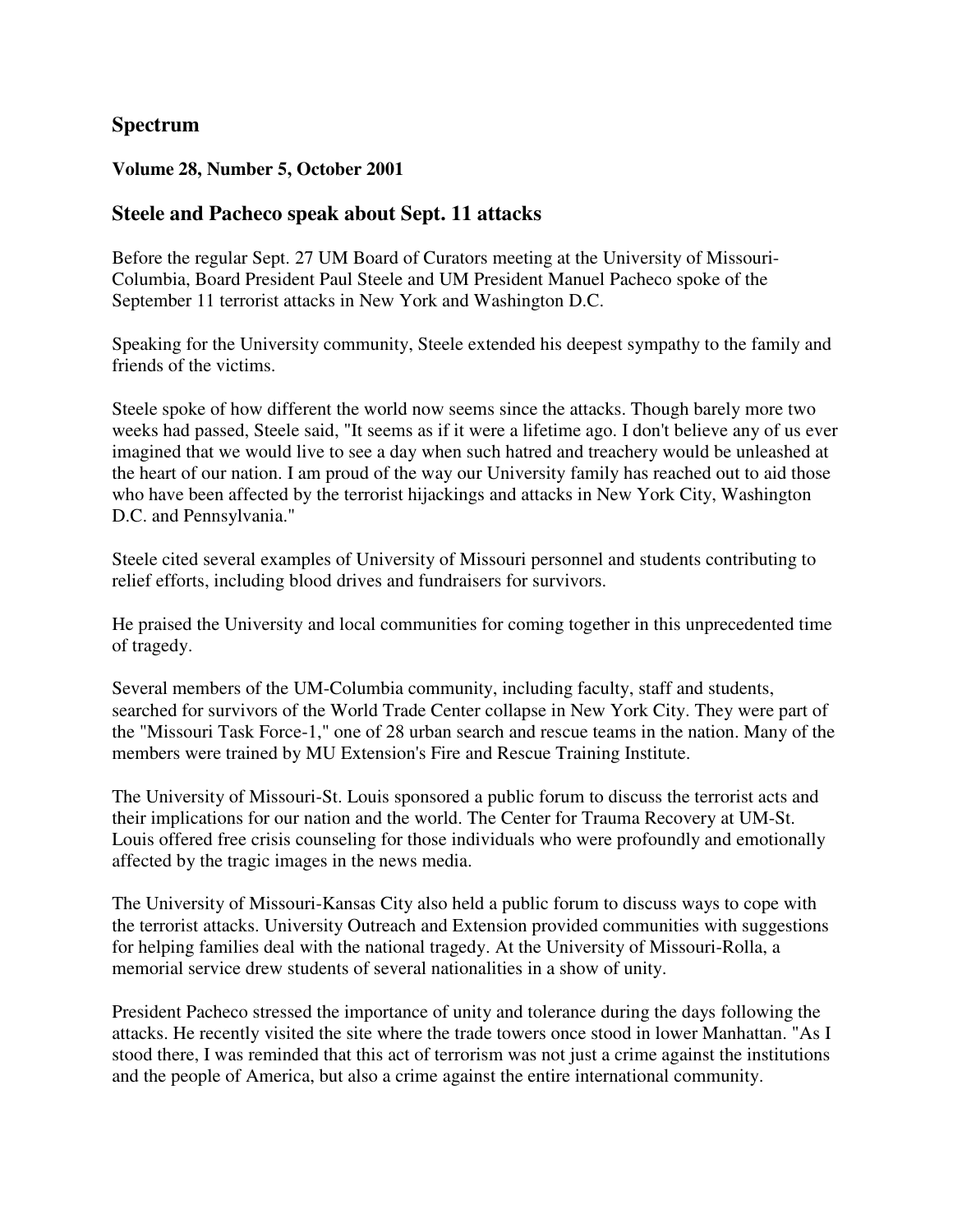## Spectrum

**Volume 28, Number 5, October 2001**

### Steele and Pacheco speak about Sept. 11 attacks

Before the regular Sept. 27 UM Board of Curators meeting at the University of Missouri-Columbia, Board President Paul Steele and UM President Manuel Pacheco spoke of the September 11 terrorist attacks in New York and Washington D.C.

Speaking for the University community, Steele extended his deepest sympathy to the family and friends of the victims.

Steele spoke of how different the world now seems since the attacks. Though barely more two weeks had passed, Steele said, "It seems as if it were a lifetime ago. I don't believe any of us ever imagined that we would live to see a day when such hatred and treachery would be unleashed at the heart of our nation. I am proud of the way our University family has reached out to aid those who have been affected by the terrorist hijackings and attacks in New York City, Washington D.C. and Pennsylvania."

Steele cited several examples of University of Missouri personnel and students contributing to relief efforts, including blood drives and fundraisers for survivors.

He praised the University and local communities for coming together in this unprecedented time of tragedy.

Several members of the UM-Columbia community, including faculty, staff and students, searched for survivors of the World Trade Center collapse in New York City. They were part of the "Missouri Task Force-1," one of 28 urban search and rescue teams in the nation. Many of the members were trained by MU Extension's Fire and Rescue Training Institute.

The University of Missouri-St. Louis sponsored a public forum to discuss the terrorist acts and their implications for our nation and the world. The Center for Trauma Recovery at UM-St. Louis offered free crisis counseling for those individuals who were profoundly and emotionally affected by the tragic images in the news media.

The University of Missouri-Kansas City also held a public forum to discuss ways to cope with the terrorist attacks. University Outreach and Extension provided communities with suggestions for helping families deal with the national tragedy. At the University of Missouri-Rolla, a memorial service drew students of several nationalities in a show of unity.

President Pacheco stressed the importance of unity and tolerance during the days following the attacks. He recently visited the site where the trade towers once stood in lower Manhattan. "As I stood there, I was reminded that this act of terrorism was not just a crime against the institutions and the people of America, but also a crime against the entire international community.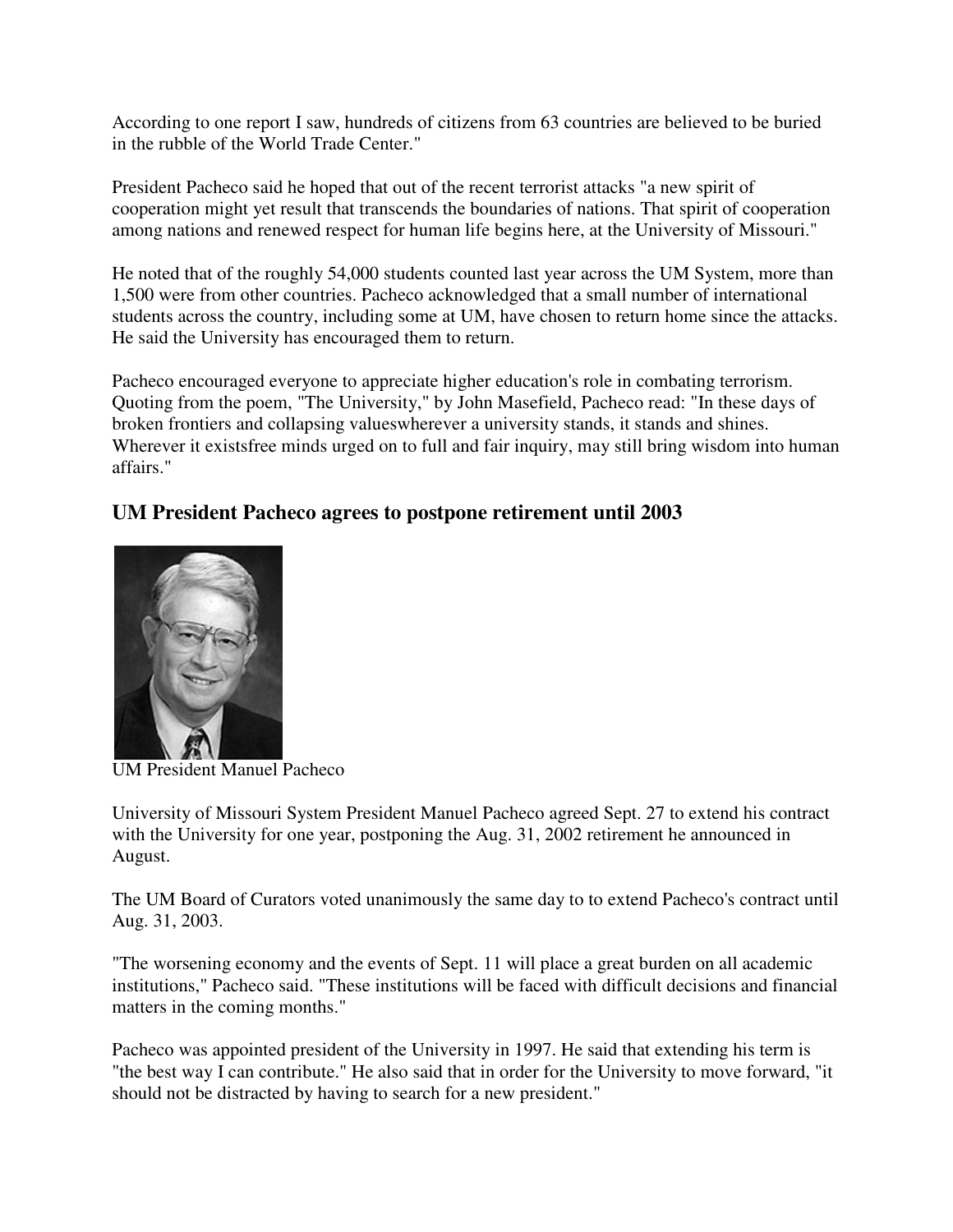According to one report I saw, hundreds of citizens from 63 countries are believed to be buried in the rubble of the World Trade Center."

President Pacheco said he hoped that out of the recent terrorist attacks "a new spirit of cooperation might yet result that transcends the boundaries of nations. That spirit of cooperation among nations and renewed respect for human life begins here, at the University of Missouri."

He noted that of the roughly 54,000 students counted last year across the UM System, more than 1,500 were from other countries. Pacheco acknowledged that a small number of international students across the country, including some at UM, have chosen to return home since the attacks. He said the University has encouraged them to return.

Pacheco encouraged everyone to appreciate higher education's role in combating terrorism. Quoting from the poem, "The University," by John Masefield, Pacheco read: "In these days of broken frontiers and collapsing valueswherever a university stands, it stands and shines. Wherever it existsfree minds urged on to full and fair inquiry, may still bring wisdom into human affairs."

## UM President Pacheco agrees to postpone retirement until 2003

UM President Manuel Pacheco

University of Missouri System President Manuel Pacheco agreed Sept. 27 to extend his contract with the University for one year, postponing the Aug. 31, 2002 retirement he announced in August.

The UM Board of Curators voted unanimously the same day to to extend Pacheco's contract until Aug. 31, 2003.

"The worsening economy and the events of Sept. 11 will place a great burden on all academic institutions," Pacheco said. "These institutions will be faced with difficult decisions and financial matters in the coming months."

Pacheco was appointed president of the University in 1997. He said that extending his term is "the best way I can contribute." He also said that in order for the University to move forward, "it should not be distracted by having to search for a new president."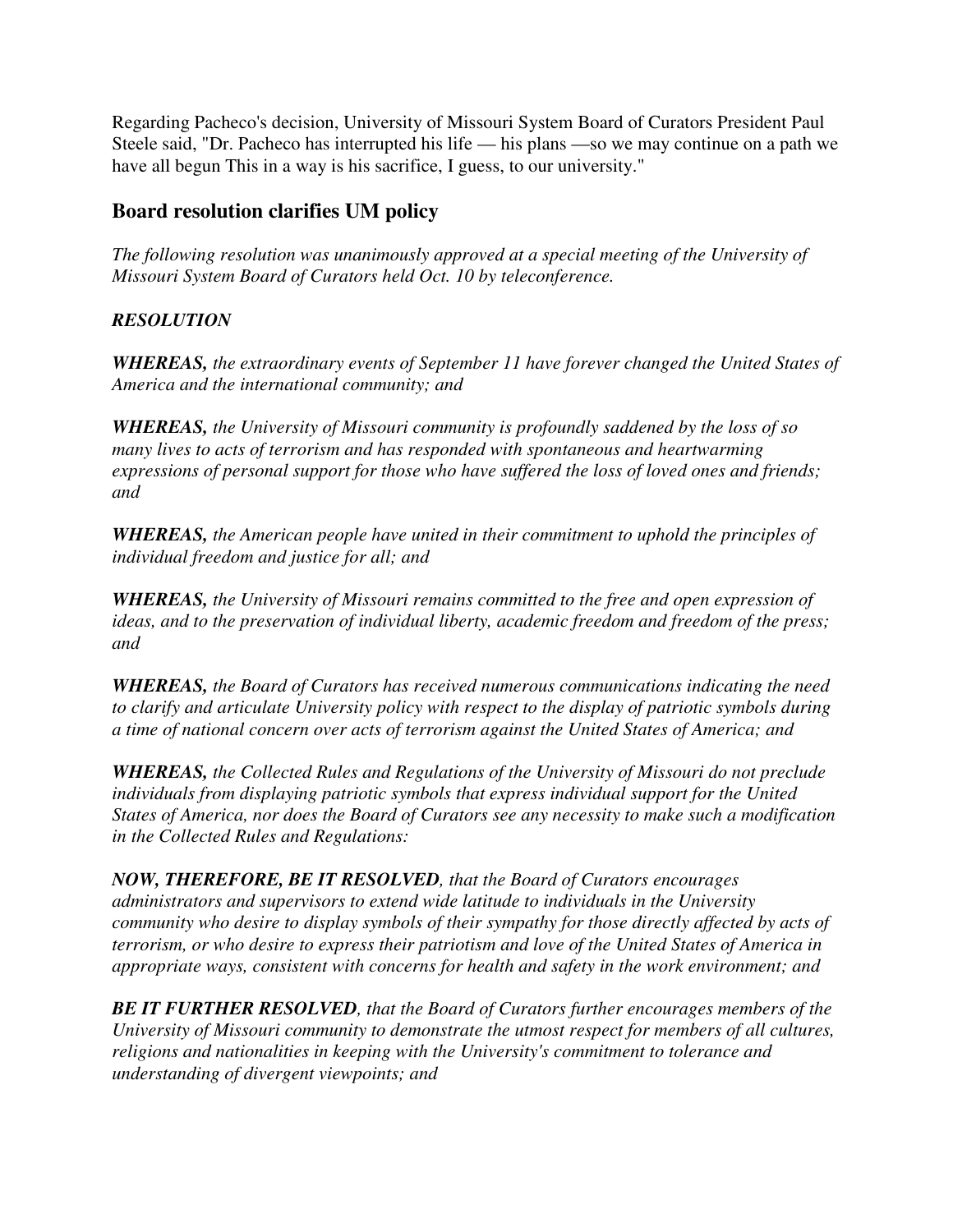Regarding Pacheco's decision, University of Missouri System Board of Curators President Paul Steele said, "Dr. Pacheco has interrupted his life — his plans —so we may continue on a path we have all begun This in a way is his sacrifice, I guess, to our university."

## Board resolution clarifies UM policy

*The following resolution was unanimously approved at a special meeting of the University of Missouri System Board of Curators held Oct. 10 by teleconference.*

***RESOLUTION***

***WHEREAS,*** *the extraordinary events of September 11 have forever changed the United States of America and the international community; and*

***WHEREAS,*** *the University of Missouri community is profoundly saddened by the loss of so many lives to acts of terrorism and has responded with spontaneous and heartwarming expressions of personal support for those who have suffered the loss of loved ones and friends; and*

***WHEREAS,*** *the American people have united in their commitment to uphold the principles of individual freedom and justice for all; and*

***WHEREAS,*** *the University of Missouri remains committed to the free and open expression of ideas, and to the preservation of individual liberty, academic freedom and freedom of the press; and*

***WHEREAS,*** *the Board of Curators has received numerous communications indicating the need to clarify and articulate University policy with respect to the display of patriotic symbols during a time of national concern over acts of terrorism against the United States of America; and*

***WHEREAS,*** *the Collected Rules and Regulations of the University of Missouri do not preclude individuals from displaying patriotic symbols that express individual support for the United States of America, nor does the Board of Curators see any necessity to make such a modification in the Collected Rules and Regulations:*

***NOW, THEREFORE, BE IT RESOLVED****, that the Board of Curators encourages administrators and supervisors to extend wide latitude to individuals in the University community who desire to display symbols of their sympathy for those directly affected by acts of terrorism, or who desire to express their patriotism and love of the United States of America in appropriate ways, consistent with concerns for health and safety in the work environment; and*

***BE IT FURTHER RESOLVED****, that the Board of Curators further encourages members of the University of Missouri community to demonstrate the utmost respect for members of all cultures, religions and nationalities in keeping with the University's commitment to tolerance and understanding of divergent viewpoints; and*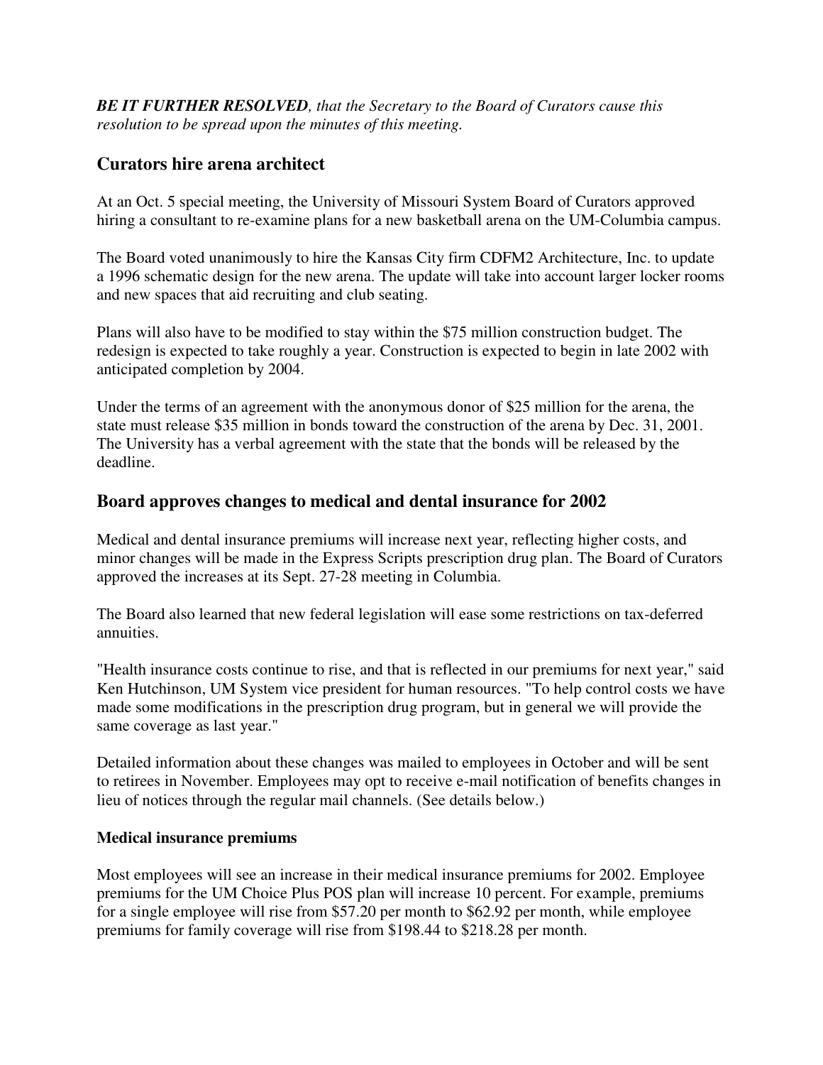***BE IT FURTHER RESOLVED**, that the Secretary to the Board of Curators cause this resolution to be spread upon the minutes of this meeting.*

## Curators hire arena architect

At an Oct. 5 special meeting, the University of Missouri System Board of Curators approved hiring a consultant to re-examine plans for a new basketball arena on the UM-Columbia campus.

The Board voted unanimously to hire the Kansas City firm CDFM2 Architecture, Inc. to update a 1996 schematic design for the new arena. The update will take into account larger locker rooms and new spaces that aid recruiting and club seating.

Plans will also have to be modified to stay within the $75 million construction budget. The redesign is expected to take roughly a year. Construction is expected to begin in late 2002 with anticipated completion by 2004.

Under the terms of an agreement with the anonymous donor of $25 million for the arena, the state must release $35 million in bonds toward the construction of the arena by Dec. 31, 2001. The University has a verbal agreement with the state that the bonds will be released by the deadline.

## Board approves changes to medical and dental insurance for 2002

Medical and dental insurance premiums will increase next year, reflecting higher costs, and minor changes will be made in the Express Scripts prescription drug plan. The Board of Curators approved the increases at its Sept. 27-28 meeting in Columbia.

The Board also learned that new federal legislation will ease some restrictions on tax-deferred annuities.

"Health insurance costs continue to rise, and that is reflected in our premiums for next year," said Ken Hutchinson, UM System vice president for human resources. "To help control costs we have made some modifications in the prescription drug program, but in general we will provide the same coverage as last year."

Detailed information about these changes was mailed to employees in October and will be sent to retirees in November. Employees may opt to receive e-mail notification of benefits changes in lieu of notices through the regular mail channels. (See details below.)

### Medical insurance premiums

Most employees will see an increase in their medical insurance premiums for 2002. Employee premiums for the UM Choice Plus POS plan will increase 10 percent. For example, premiums for a single employee will rise from $57.20 per month to $62.92 per month, while employee premiums for family coverage will rise from $198.44 to $218.28 per month.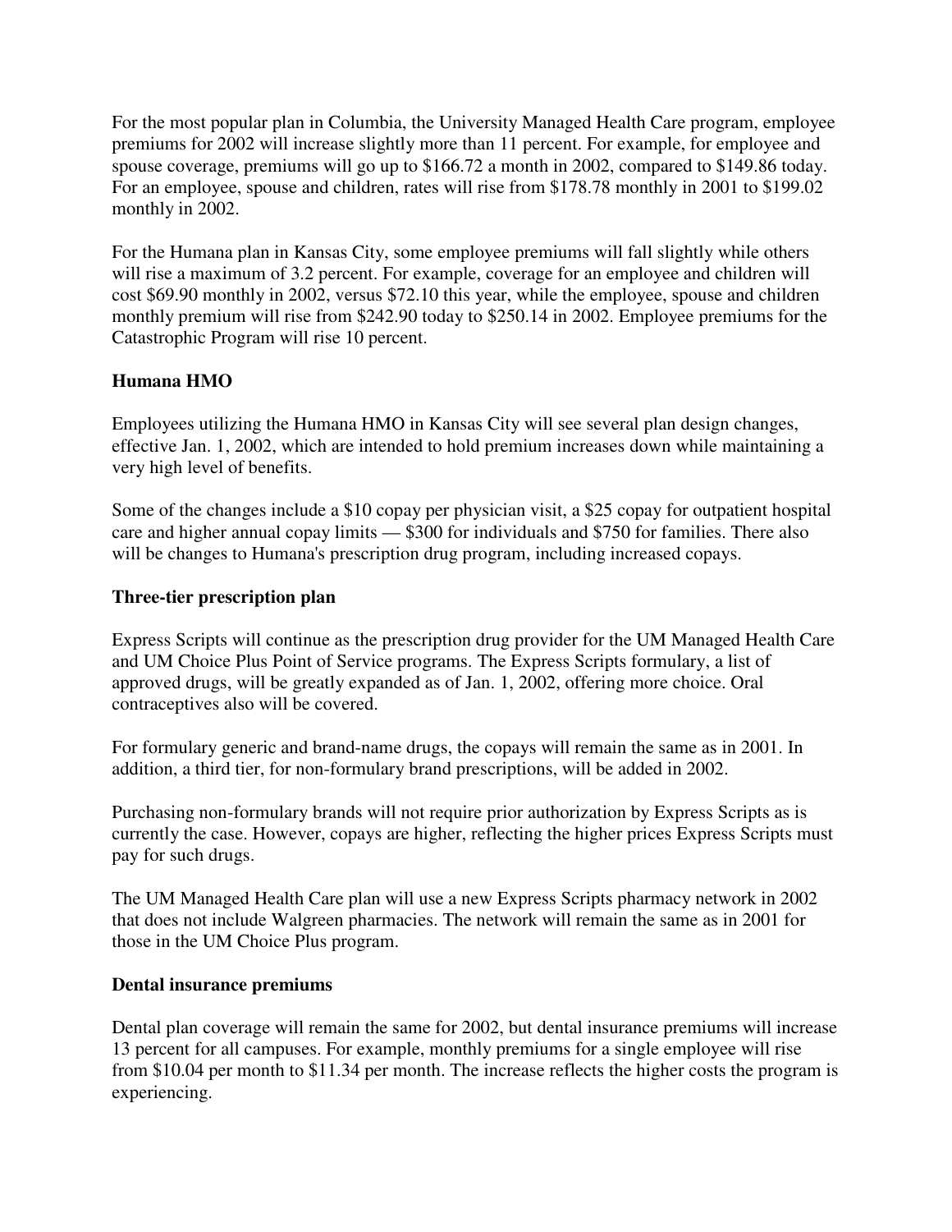For the most popular plan in Columbia, the University Managed Health Care program, employee premiums for 2002 will increase slightly more than 11 percent. For example, for employee and spouse coverage, premiums will go up to $166.72 a month in 2002, compared to $149.86 today. For an employee, spouse and children, rates will rise from $178.78 monthly in 2001 to $199.02 monthly in 2002.

For the Humana plan in Kansas City, some employee premiums will fall slightly while others will rise a maximum of 3.2 percent. For example, coverage for an employee and children will cost $69.90 monthly in 2002, versus $72.10 this year, while the employee, spouse and children monthly premium will rise from $242.90 today to $250.14 in 2002. Employee premiums for the Catastrophic Program will rise 10 percent.

**Humana HMO**

Employees utilizing the Humana HMO in Kansas City will see several plan design changes, effective Jan. 1, 2002, which are intended to hold premium increases down while maintaining a very high level of benefits.

Some of the changes include a $10 copay per physician visit, a $25 copay for outpatient hospital care and higher annual copay limits — $300 for individuals and $750 for families. There also will be changes to Humana's prescription drug program, including increased copays.

**Three-tier prescription plan**

Express Scripts will continue as the prescription drug provider for the UM Managed Health Care and UM Choice Plus Point of Service programs. The Express Scripts formulary, a list of approved drugs, will be greatly expanded as of Jan. 1, 2002, offering more choice. Oral contraceptives also will be covered.

For formulary generic and brand-name drugs, the copays will remain the same as in 2001. In addition, a third tier, for non-formulary brand prescriptions, will be added in 2002.

Purchasing non-formulary brands will not require prior authorization by Express Scripts as is currently the case. However, copays are higher, reflecting the higher prices Express Scripts must pay for such drugs.

The UM Managed Health Care plan will use a new Express Scripts pharmacy network in 2002 that does not include Walgreen pharmacies. The network will remain the same as in 2001 for those in the UM Choice Plus program.

**Dental insurance premiums**

Dental plan coverage will remain the same for 2002, but dental insurance premiums will increase 13 percent for all campuses. For example, monthly premiums for a single employee will rise from $10.04 per month to $11.34 per month. The increase reflects the higher costs the program is experiencing.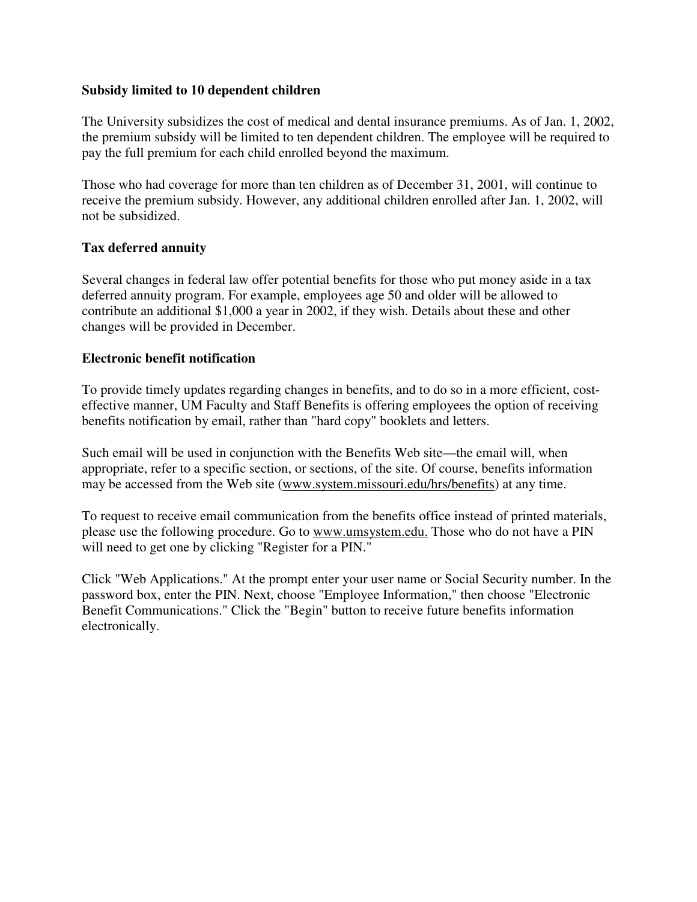**Subsidy limited to 10 dependent children**

The University subsidizes the cost of medical and dental insurance premiums. As of Jan. 1, 2002, the premium subsidy will be limited to ten dependent children. The employee will be required to pay the full premium for each child enrolled beyond the maximum.

Those who had coverage for more than ten children as of December 31, 2001, will continue to receive the premium subsidy. However, any additional children enrolled after Jan. 1, 2002, will not be subsidized.

**Tax deferred annuity**

Several changes in federal law offer potential benefits for those who put money aside in a tax deferred annuity program. For example, employees age 50 and older will be allowed to contribute an additional $1,000 a year in 2002, if they wish. Details about these and other changes will be provided in December.

**Electronic benefit notification**

To provide timely updates regarding changes in benefits, and to do so in a more efficient, cost-effective manner, UM Faculty and Staff Benefits is offering employees the option of receiving benefits notification by email, rather than "hard copy" booklets and letters.

Such email will be used in conjunction with the Benefits Web site—the email will, when appropriate, refer to a specific section, or sections, of the site. Of course, benefits information may be accessed from the Web site (www.system.missouri.edu/hrs/benefits) at any time.

To request to receive email communication from the benefits office instead of printed materials, please use the following procedure. Go to www.umsystem.edu. Those who do not have a PIN will need to get one by clicking "Register for a PIN."

Click "Web Applications." At the prompt enter your user name or Social Security number. In the password box, enter the PIN. Next, choose "Employee Information," then choose "Electronic Benefit Communications." Click the "Begin" button to receive future benefits information electronically.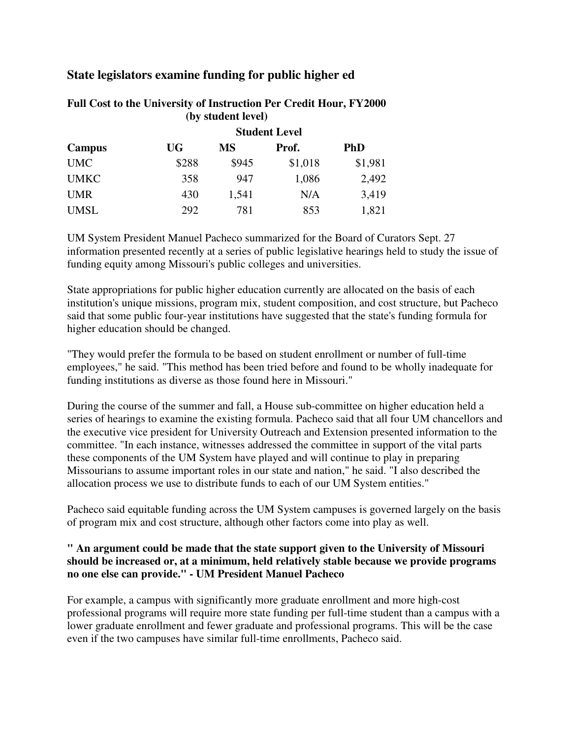## State legislators examine funding for public higher ed

### Full Cost to the University of Instruction Per Credit Hour, FY2000 (by student level)

| | Student Level | | | |
|---|---|---|---|---|
| **Campus** | **UG** | **MS** | **Prof.** | **PhD** |
| UMC | $288 | $945 | $1,018 | $1,981 |
| UMKC | 358 | 947 | 1,086 | 2,492 |
| UMR | 430 | 1,541 | N/A | 3,419 |
| UMSL | 292 | 781 | 853 | 1,821 |

UM System President Manuel Pacheco summarized for the Board of Curators Sept. 27 information presented recently at a series of public legislative hearings held to study the issue of funding equity among Missouri's public colleges and universities.

State appropriations for public higher education currently are allocated on the basis of each institution's unique missions, program mix, student composition, and cost structure, but Pacheco said that some public four-year institutions have suggested that the state's funding formula for higher education should be changed.

"They would prefer the formula to be based on student enrollment or number of full-time employees," he said. "This method has been tried before and found to be wholly inadequate for funding institutions as diverse as those found here in Missouri."

During the course of the summer and fall, a House sub-committee on higher education held a series of hearings to examine the existing formula. Pacheco said that all four UM chancellors and the executive vice president for University Outreach and Extension presented information to the committee. "In each instance, witnesses addressed the committee in support of the vital parts these components of the UM System have played and will continue to play in preparing Missourians to assume important roles in our state and nation," he said. "I also described the allocation process we use to distribute funds to each of our UM System entities."

Pacheco said equitable funding across the UM System campuses is governed largely on the basis of program mix and cost structure, although other factors come into play as well.

**" An argument could be made that the state support given to the University of Missouri should be increased or, at a minimum, held relatively stable because we provide programs no one else can provide." - UM President Manuel Pacheco**

For example, a campus with significantly more graduate enrollment and more high-cost professional programs will require more state funding per full-time student than a campus with a lower graduate enrollment and fewer graduate and professional programs. This will be the case even if the two campuses have similar full-time enrollments, Pacheco said.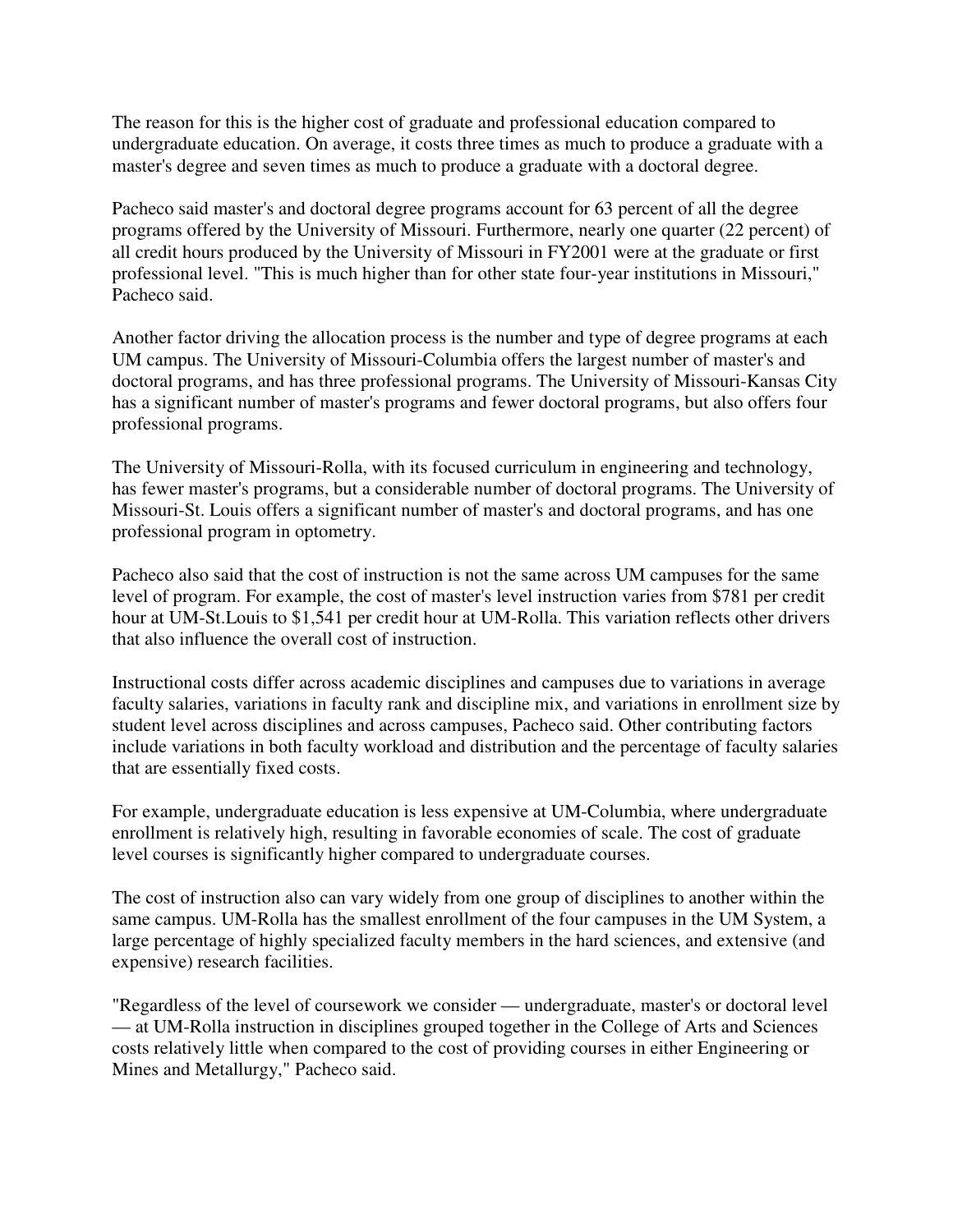The reason for this is the higher cost of graduate and professional education compared to undergraduate education. On average, it costs three times as much to produce a graduate with a master's degree and seven times as much to produce a graduate with a doctoral degree.

Pacheco said master's and doctoral degree programs account for 63 percent of all the degree programs offered by the University of Missouri. Furthermore, nearly one quarter (22 percent) of all credit hours produced by the University of Missouri in FY2001 were at the graduate or first professional level. "This is much higher than for other state four-year institutions in Missouri," Pacheco said.

Another factor driving the allocation process is the number and type of degree programs at each UM campus. The University of Missouri-Columbia offers the largest number of master's and doctoral programs, and has three professional programs. The University of Missouri-Kansas City has a significant number of master's programs and fewer doctoral programs, but also offers four professional programs.

The University of Missouri-Rolla, with its focused curriculum in engineering and technology, has fewer master's programs, but a considerable number of doctoral programs. The University of Missouri-St. Louis offers a significant number of master's and doctoral programs, and has one professional program in optometry.

Pacheco also said that the cost of instruction is not the same across UM campuses for the same level of program. For example, the cost of master's level instruction varies from $781 per credit hour at UM-St.Louis to $1,541 per credit hour at UM-Rolla. This variation reflects other drivers that also influence the overall cost of instruction.

Instructional costs differ across academic disciplines and campuses due to variations in average faculty salaries, variations in faculty rank and discipline mix, and variations in enrollment size by student level across disciplines and across campuses, Pacheco said. Other contributing factors include variations in both faculty workload and distribution and the percentage of faculty salaries that are essentially fixed costs.

For example, undergraduate education is less expensive at UM-Columbia, where undergraduate enrollment is relatively high, resulting in favorable economies of scale. The cost of graduate level courses is significantly higher compared to undergraduate courses.

The cost of instruction also can vary widely from one group of disciplines to another within the same campus. UM-Rolla has the smallest enrollment of the four campuses in the UM System, a large percentage of highly specialized faculty members in the hard sciences, and extensive (and expensive) research facilities.

"Regardless of the level of coursework we consider — undergraduate, master's or doctoral level — at UM-Rolla instruction in disciplines grouped together in the College of Arts and Sciences costs relatively little when compared to the cost of providing courses in either Engineering or Mines and Metallurgy," Pacheco said.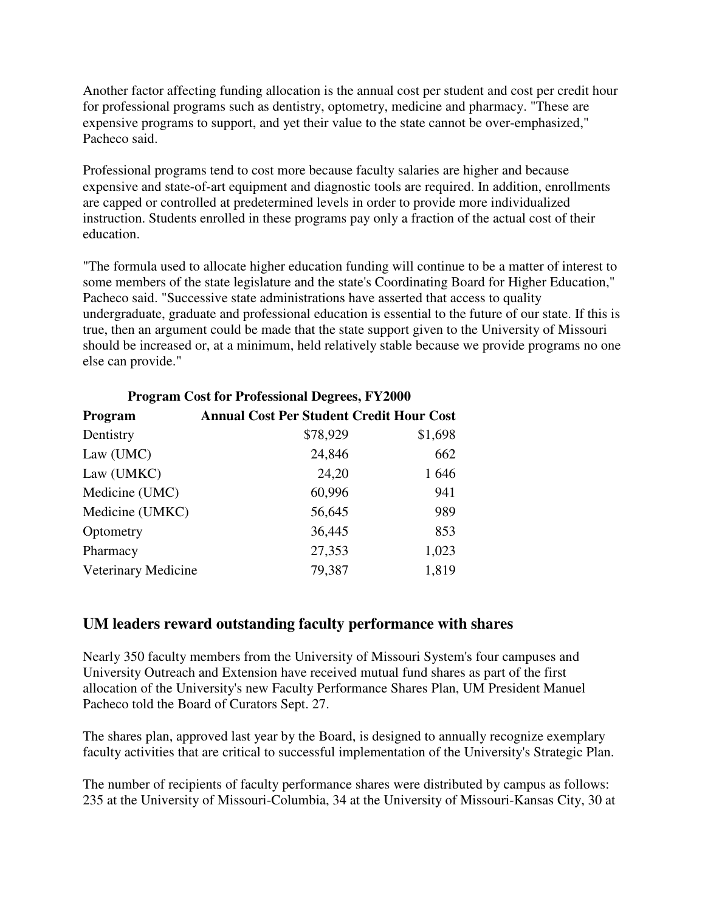Another factor affecting funding allocation is the annual cost per student and cost per credit hour for professional programs such as dentistry, optometry, medicine and pharmacy. "These are expensive programs to support, and yet their value to the state cannot be over-emphasized," Pacheco said.

Professional programs tend to cost more because faculty salaries are higher and because expensive and state-of-art equipment and diagnostic tools are required. In addition, enrollments are capped or controlled at predetermined levels in order to provide more individualized instruction. Students enrolled in these programs pay only a fraction of the actual cost of their education.

"The formula used to allocate higher education funding will continue to be a matter of interest to some members of the state legislature and the state's Coordinating Board for Higher Education," Pacheco said. "Successive state administrations have asserted that access to quality undergraduate, graduate and professional education is essential to the future of our state. If this is true, then an argument could be made that the state support given to the University of Missouri should be increased or, at a minimum, held relatively stable because we provide programs no one else can provide."

**Program Cost for Professional Degrees, FY2000**

| Program | Annual Cost Per Student | Credit Hour Cost |
|---|---|---|
| Dentistry | $78,929 | $1,698 |
| Law (UMC) | 24,846 | 662 |
| Law (UMKC) | 24,20 | 1 646 |
| Medicine (UMC) | 60,996 | 941 |
| Medicine (UMKC) | 56,645 | 989 |
| Optometry | 36,445 | 853 |
| Pharmacy | 27,353 | 1,023 |
| Veterinary Medicine | 79,387 | 1,819 |

## UM leaders reward outstanding faculty performance with shares

Nearly 350 faculty members from the University of Missouri System's four campuses and University Outreach and Extension have received mutual fund shares as part of the first allocation of the University's new Faculty Performance Shares Plan, UM President Manuel Pacheco told the Board of Curators Sept. 27.

The shares plan, approved last year by the Board, is designed to annually recognize exemplary faculty activities that are critical to successful implementation of the University's Strategic Plan.

The number of recipients of faculty performance shares were distributed by campus as follows: 235 at the University of Missouri-Columbia, 34 at the University of Missouri-Kansas City, 30 at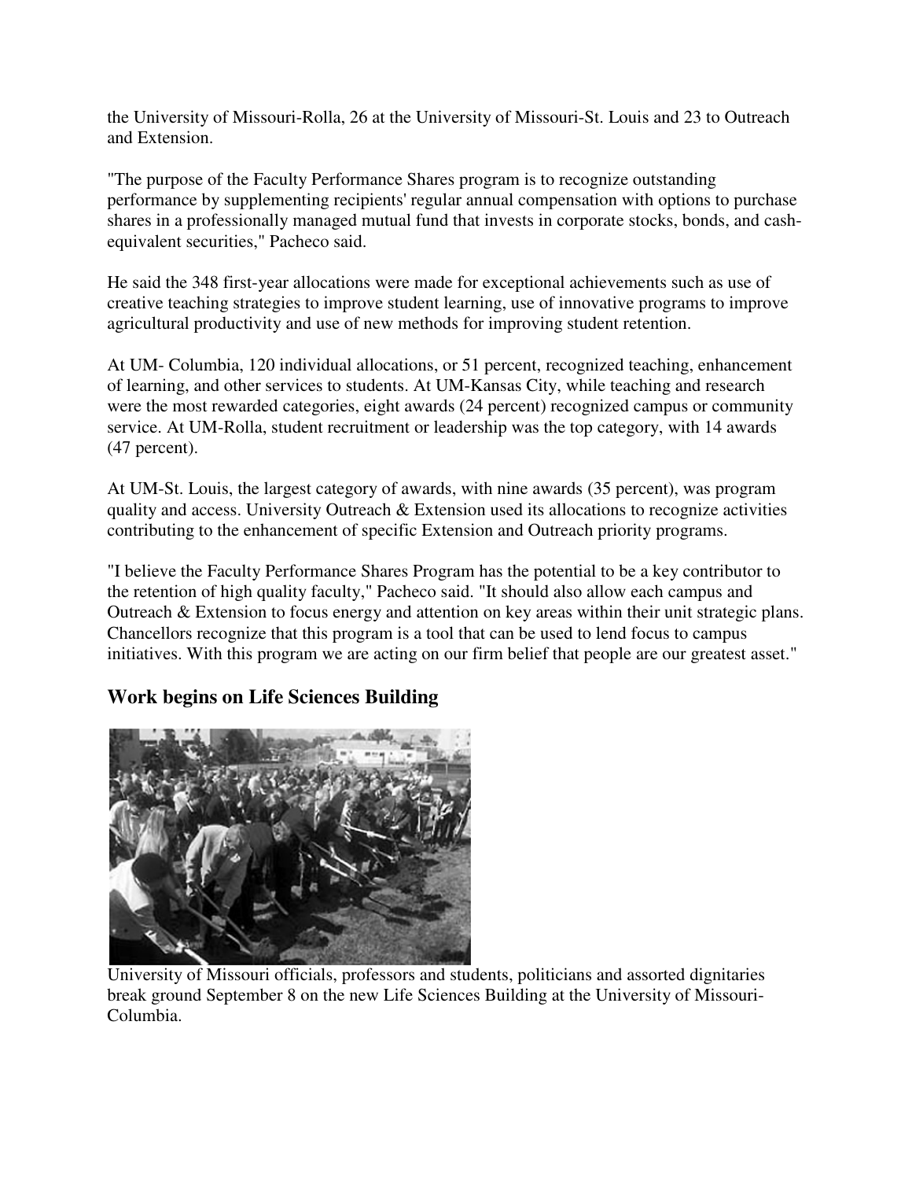the University of Missouri-Rolla, 26 at the University of Missouri-St. Louis and 23 to Outreach and Extension.

"The purpose of the Faculty Performance Shares program is to recognize outstanding performance by supplementing recipients' regular annual compensation with options to purchase shares in a professionally managed mutual fund that invests in corporate stocks, bonds, and cash-equivalent securities," Pacheco said.

He said the 348 first-year allocations were made for exceptional achievements such as use of creative teaching strategies to improve student learning, use of innovative programs to improve agricultural productivity and use of new methods for improving student retention.

At UM- Columbia, 120 individual allocations, or 51 percent, recognized teaching, enhancement of learning, and other services to students. At UM-Kansas City, while teaching and research were the most rewarded categories, eight awards (24 percent) recognized campus or community service. At UM-Rolla, student recruitment or leadership was the top category, with 14 awards (47 percent).

At UM-St. Louis, the largest category of awards, with nine awards (35 percent), was program quality and access. University Outreach & Extension used its allocations to recognize activities contributing to the enhancement of specific Extension and Outreach priority programs.

"I believe the Faculty Performance Shares Program has the potential to be a key contributor to the retention of high quality faculty," Pacheco said. "It should also allow each campus and Outreach & Extension to focus energy and attention on key areas within their unit strategic plans. Chancellors recognize that this program is a tool that can be used to lend focus to campus initiatives. With this program we are acting on our firm belief that people are our greatest asset."

## Work begins on Life Sciences Building

University of Missouri officials, professors and students, politicians and assorted dignitaries break ground September 8 on the new Life Sciences Building at the University of Missouri-Columbia.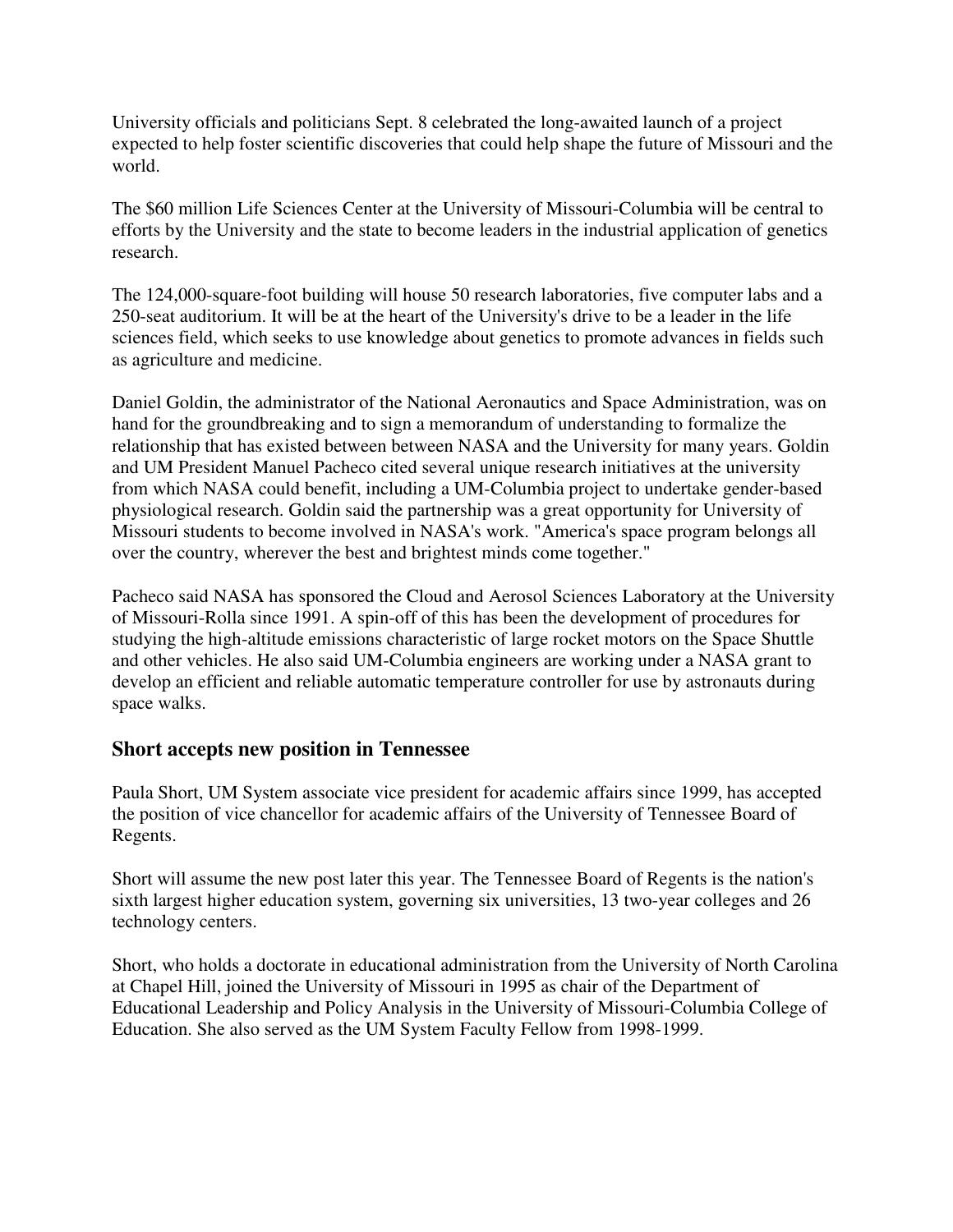University officials and politicians Sept. 8 celebrated the long-awaited launch of a project expected to help foster scientific discoveries that could help shape the future of Missouri and the world.

The $60 million Life Sciences Center at the University of Missouri-Columbia will be central to efforts by the University and the state to become leaders in the industrial application of genetics research.

The 124,000-square-foot building will house 50 research laboratories, five computer labs and a 250-seat auditorium. It will be at the heart of the University's drive to be a leader in the life sciences field, which seeks to use knowledge about genetics to promote advances in fields such as agriculture and medicine.

Daniel Goldin, the administrator of the National Aeronautics and Space Administration, was on hand for the groundbreaking and to sign a memorandum of understanding to formalize the relationship that has existed between between NASA and the University for many years. Goldin and UM President Manuel Pacheco cited several unique research initiatives at the university from which NASA could benefit, including a UM-Columbia project to undertake gender-based physiological research. Goldin said the partnership was a great opportunity for University of Missouri students to become involved in NASA's work. "America's space program belongs all over the country, wherever the best and brightest minds come together."

Pacheco said NASA has sponsored the Cloud and Aerosol Sciences Laboratory at the University of Missouri-Rolla since 1991. A spin-off of this has been the development of procedures for studying the high-altitude emissions characteristic of large rocket motors on the Space Shuttle and other vehicles. He also said UM-Columbia engineers are working under a NASA grant to develop an efficient and reliable automatic temperature controller for use by astronauts during space walks.

## Short accepts new position in Tennessee

Paula Short, UM System associate vice president for academic affairs since 1999, has accepted the position of vice chancellor for academic affairs of the University of Tennessee Board of Regents.

Short will assume the new post later this year. The Tennessee Board of Regents is the nation's sixth largest higher education system, governing six universities, 13 two-year colleges and 26 technology centers.

Short, who holds a doctorate in educational administration from the University of North Carolina at Chapel Hill, joined the University of Missouri in 1995 as chair of the Department of Educational Leadership and Policy Analysis in the University of Missouri-Columbia College of Education. She also served as the UM System Faculty Fellow from 1998-1999.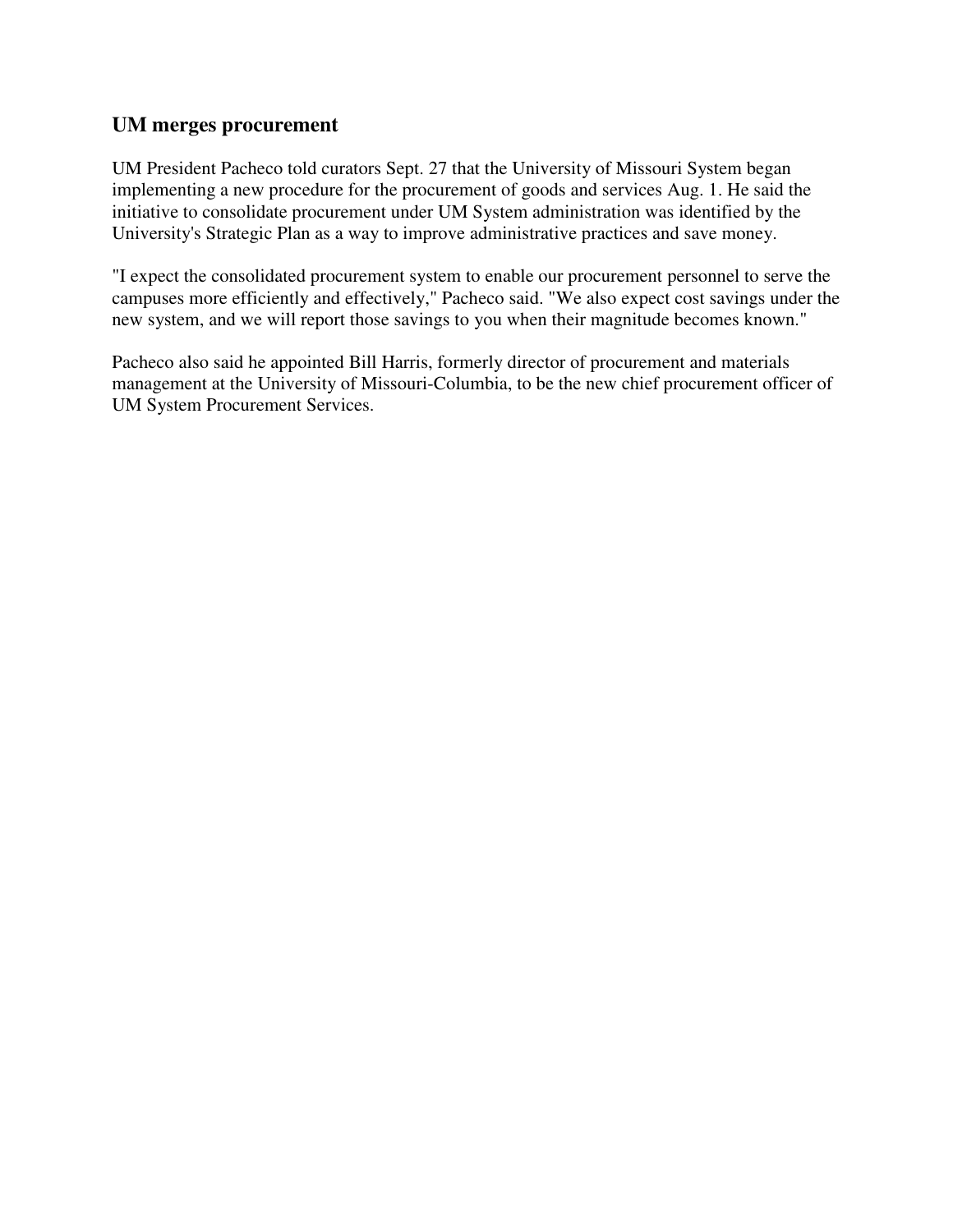## UM merges procurement

UM President Pacheco told curators Sept. 27 that the University of Missouri System began implementing a new procedure for the procurement of goods and services Aug. 1. He said the initiative to consolidate procurement under UM System administration was identified by the University's Strategic Plan as a way to improve administrative practices and save money.

"I expect the consolidated procurement system to enable our procurement personnel to serve the campuses more efficiently and effectively," Pacheco said. "We also expect cost savings under the new system, and we will report those savings to you when their magnitude becomes known."

Pacheco also said he appointed Bill Harris, formerly director of procurement and materials management at the University of Missouri-Columbia, to be the new chief procurement officer of UM System Procurement Services.